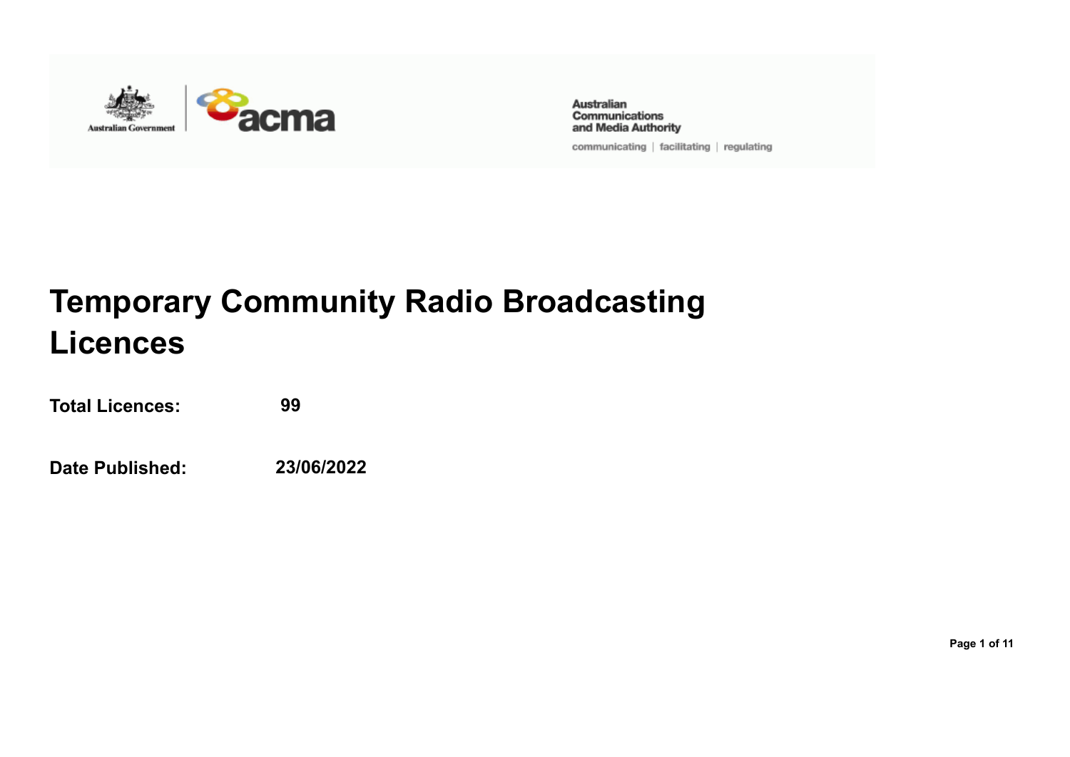Australian Communications and Media Authority

communicating | facilitating | regulating

# Temporary Community Radio Broadcasting Licences

**Total Licences:** 99

**Date Published:** 23/06/2022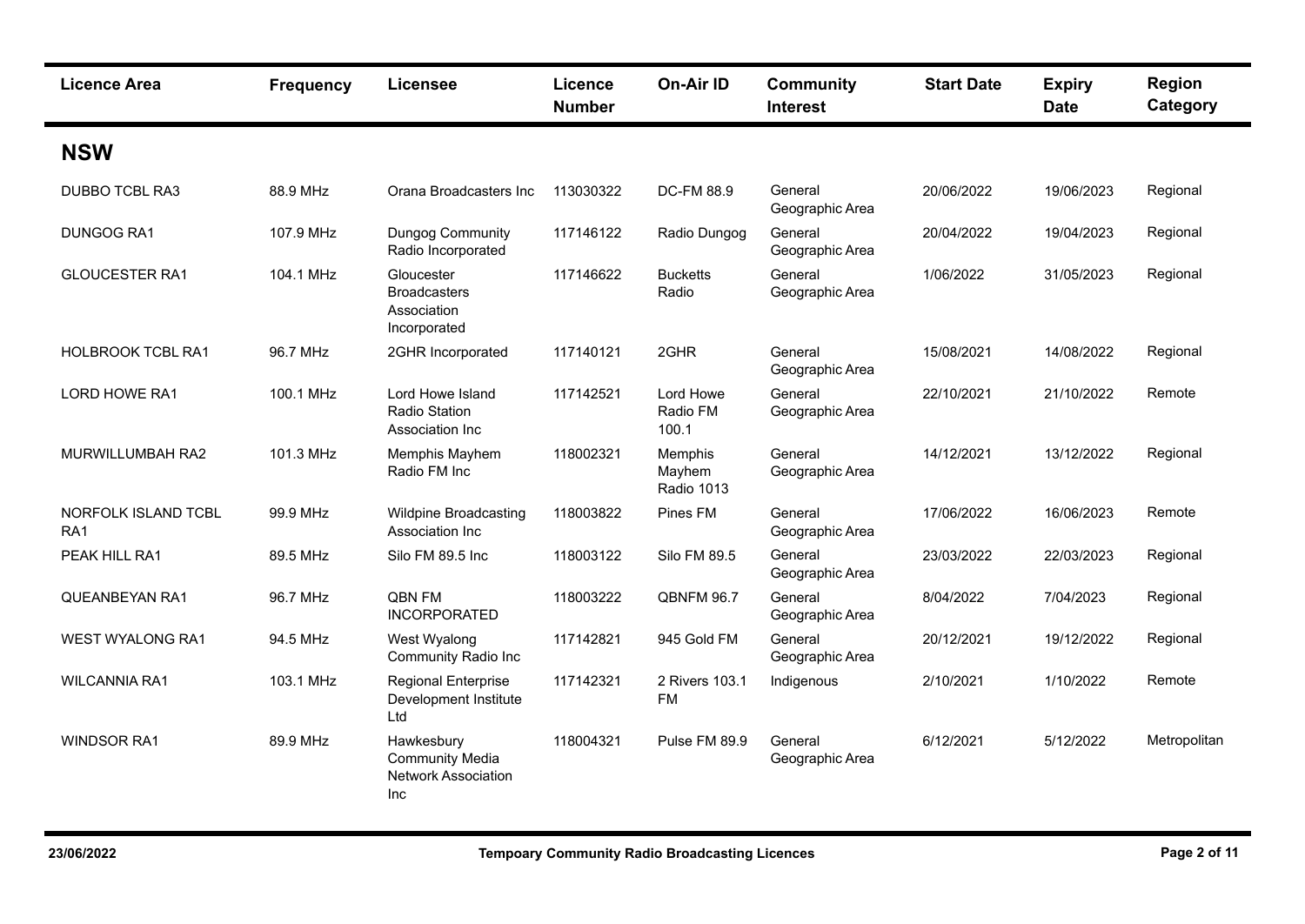| Licence Area | Frequency | Licensee | Licence Number | On-Air ID | Community Interest | Start Date | Expiry Date | Region Category |
|---|---|---|---|---|---|---|---|---|

## NSW

| Licence Area | Frequency | Licensee | Licence Number | On-Air ID | Community Interest | Start Date | Expiry Date | Region Category |
|---|---|---|---|---|---|---|---|---|
| DUBBO TCBL RA3 | 88.9 MHz | Orana Broadcasters Inc | 113030322 | DC-FM 88.9 | General Geographic Area | 20/06/2022 | 19/06/2023 | Regional |
| DUNGOG RA1 | 107.9 MHz | Dungog Community Radio Incorporated | 117146122 | Radio Dungog | General Geographic Area | 20/04/2022 | 19/04/2023 | Regional |
| GLOUCESTER RA1 | 104.1 MHz | Gloucester Broadcasters Association Incorporated | 117146622 | Bucketts Radio | General Geographic Area | 1/06/2022 | 31/05/2023 | Regional |
| HOLBROOK TCBL RA1 | 96.7 MHz | 2GHR Incorporated | 117140121 | 2GHR | General Geographic Area | 15/08/2021 | 14/08/2022 | Regional |
| LORD HOWE RA1 | 100.1 MHz | Lord Howe Island Radio Station Association Inc | 117142521 | Lord Howe Radio FM 100.1 | General Geographic Area | 22/10/2021 | 21/10/2022 | Remote |
| MURWILLUMBAH RA2 | 101.3 MHz | Memphis Mayhem Radio FM Inc | 118002321 | Memphis Mayhem Radio 1013 | General Geographic Area | 14/12/2021 | 13/12/2022 | Regional |
| NORFOLK ISLAND TCBL RA1 | 99.9 MHz | Wildpine Broadcasting Association Inc | 118003822 | Pines FM | General Geographic Area | 17/06/2022 | 16/06/2023 | Remote |
| PEAK HILL RA1 | 89.5 MHz | Silo FM 89.5 Inc | 118003122 | Silo FM 89.5 | General Geographic Area | 23/03/2022 | 22/03/2023 | Regional |
| QUEANBEYAN RA1 | 96.7 MHz | QBN FM INCORPORATED | 118003222 | QBNFM 96.7 | General Geographic Area | 8/04/2022 | 7/04/2023 | Regional |
| WEST WYALONG RA1 | 94.5 MHz | West Wyalong Community Radio Inc | 117142821 | 945 Gold FM | General Geographic Area | 20/12/2021 | 19/12/2022 | Regional |
| WILCANNIA RA1 | 103.1 MHz | Regional Enterprise Development Institute Ltd | 117142321 | 2 Rivers 103.1 FM | Indigenous | 2/10/2021 | 1/10/2022 | Remote |
| WINDSOR RA1 | 89.9 MHz | Hawkesbury Community Media Network Association Inc | 118004321 | Pulse FM 89.9 | General Geographic Area | 6/12/2021 | 5/12/2022 | Metropolitan |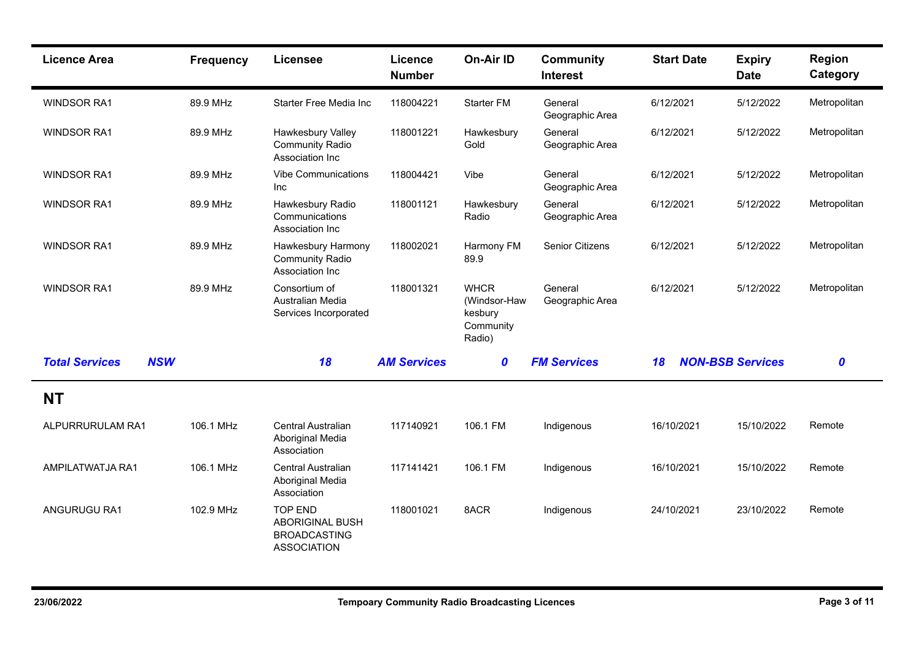| Licence Area | Frequency | Licensee | Licence Number | On-Air ID | Community Interest | Start Date | Expiry Date | Region Category |
|---|---|---|---|---|---|---|---|---|
| WINDSOR RA1 | 89.9 MHz | Starter Free Media Inc | 118004221 | Starter FM | General Geographic Area | 6/12/2021 | 5/12/2022 | Metropolitan |
| WINDSOR RA1 | 89.9 MHz | Hawkesbury Valley Community Radio Association Inc | 118001221 | Hawkesbury Gold | General Geographic Area | 6/12/2021 | 5/12/2022 | Metropolitan |
| WINDSOR RA1 | 89.9 MHz | Vibe Communications Inc | 118004421 | Vibe | General Geographic Area | 6/12/2021 | 5/12/2022 | Metropolitan |
| WINDSOR RA1 | 89.9 MHz | Hawkesbury Radio Communications Association Inc | 118001121 | Hawkesbury Radio | General Geographic Area | 6/12/2021 | 5/12/2022 | Metropolitan |
| WINDSOR RA1 | 89.9 MHz | Hawkesbury Harmony Community Radio Association Inc | 118002021 | Harmony FM 89.9 | Senior Citizens | 6/12/2021 | 5/12/2022 | Metropolitan |
| WINDSOR RA1 | 89.9 MHz | Consortium of Australian Media Services Incorporated | 118001321 | WHCR (Windsor-Hawkesbury Community Radio) | General Geographic Area | 6/12/2021 | 5/12/2022 | Metropolitan |

***Total Services NSW 18 AM Services 0 FM Services 18 NON-BSB Services 0***

## NT

| Licence Area | Frequency | Licensee | Licence Number | On-Air ID | Community Interest | Start Date | Expiry Date | Region Category |
|---|---|---|---|---|---|---|---|---|
| ALPURRURULAM RA1 | 106.1 MHz | Central Australian Aboriginal Media Association | 117140921 | 106.1 FM | Indigenous | 16/10/2021 | 15/10/2022 | Remote |
| AMPILATWATJA RA1 | 106.1 MHz | Central Australian Aboriginal Media Association | 117141421 | 106.1 FM | Indigenous | 16/10/2021 | 15/10/2022 | Remote |
| ANGURUGU RA1 | 102.9 MHz | TOP END ABORIGINAL BUSH BROADCASTING ASSOCIATION | 118001021 | 8ACR | Indigenous | 24/10/2021 | 23/10/2022 | Remote |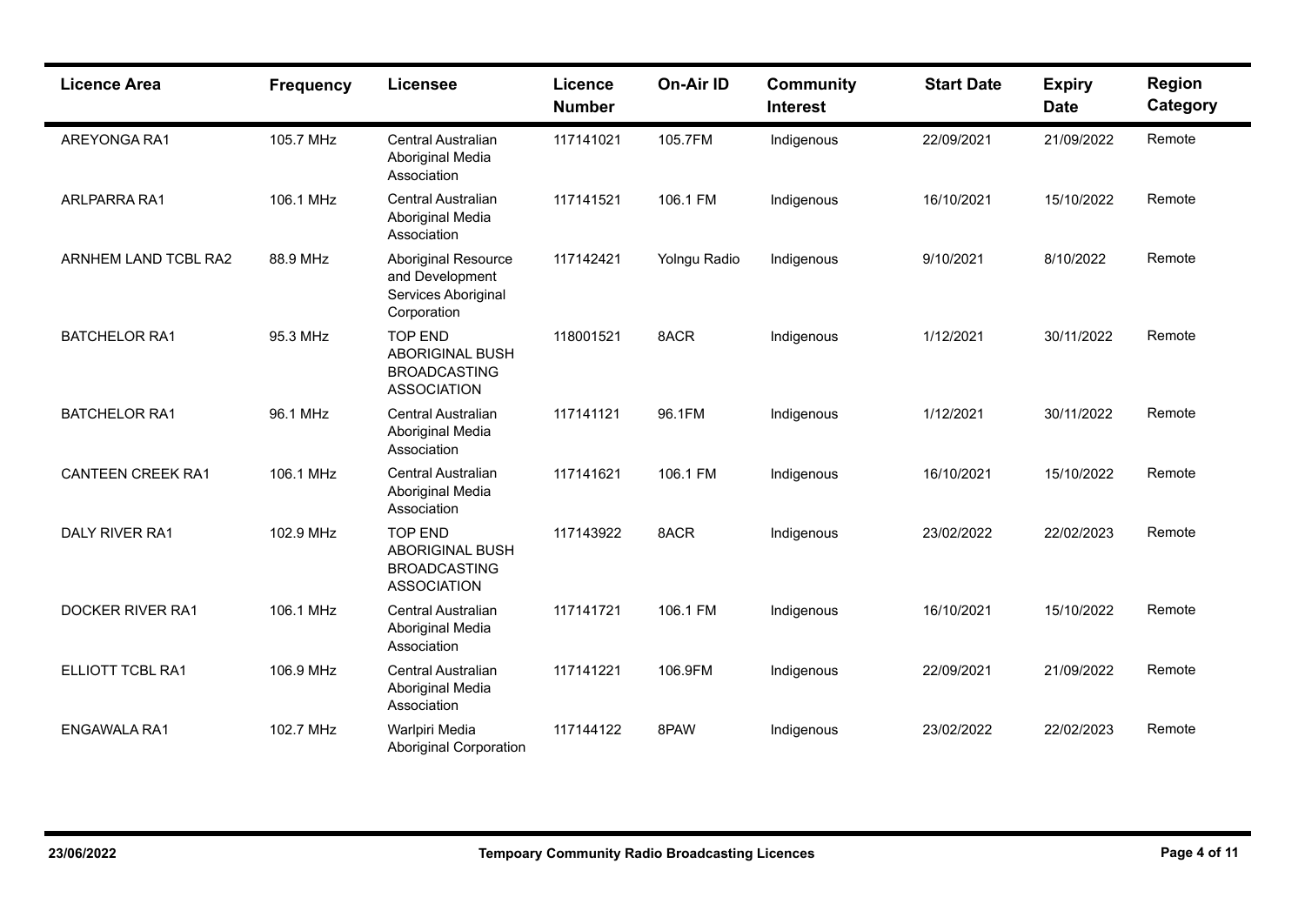| Licence Area | Frequency | Licensee | Licence Number | On-Air ID | Community Interest | Start Date | Expiry Date | Region Category |
|---|---|---|---|---|---|---|---|---|
| AREYONGA RA1 | 105.7 MHz | Central Australian Aboriginal Media Association | 117141021 | 105.7FM | Indigenous | 22/09/2021 | 21/09/2022 | Remote |
| ARLPARRA RA1 | 106.1 MHz | Central Australian Aboriginal Media Association | 117141521 | 106.1 FM | Indigenous | 16/10/2021 | 15/10/2022 | Remote |
| ARNHEM LAND TCBL RA2 | 88.9 MHz | Aboriginal Resource and Development Services Aboriginal Corporation | 117142421 | Yolngu Radio | Indigenous | 9/10/2021 | 8/10/2022 | Remote |
| BATCHELOR RA1 | 95.3 MHz | TOP END ABORIGINAL BUSH BROADCASTING ASSOCIATION | 118001521 | 8ACR | Indigenous | 1/12/2021 | 30/11/2022 | Remote |
| BATCHELOR RA1 | 96.1 MHz | Central Australian Aboriginal Media Association | 117141121 | 96.1FM | Indigenous | 1/12/2021 | 30/11/2022 | Remote |
| CANTEEN CREEK RA1 | 106.1 MHz | Central Australian Aboriginal Media Association | 117141621 | 106.1 FM | Indigenous | 16/10/2021 | 15/10/2022 | Remote |
| DALY RIVER RA1 | 102.9 MHz | TOP END ABORIGINAL BUSH BROADCASTING ASSOCIATION | 117143922 | 8ACR | Indigenous | 23/02/2022 | 22/02/2023 | Remote |
| DOCKER RIVER RA1 | 106.1 MHz | Central Australian Aboriginal Media Association | 117141721 | 106.1 FM | Indigenous | 16/10/2021 | 15/10/2022 | Remote |
| ELLIOTT TCBL RA1 | 106.9 MHz | Central Australian Aboriginal Media Association | 117141221 | 106.9FM | Indigenous | 22/09/2021 | 21/09/2022 | Remote |
| ENGAWALA RA1 | 102.7 MHz | Warlpiri Media Aboriginal Corporation | 117144122 | 8PAW | Indigenous | 23/02/2022 | 22/02/2023 | Remote |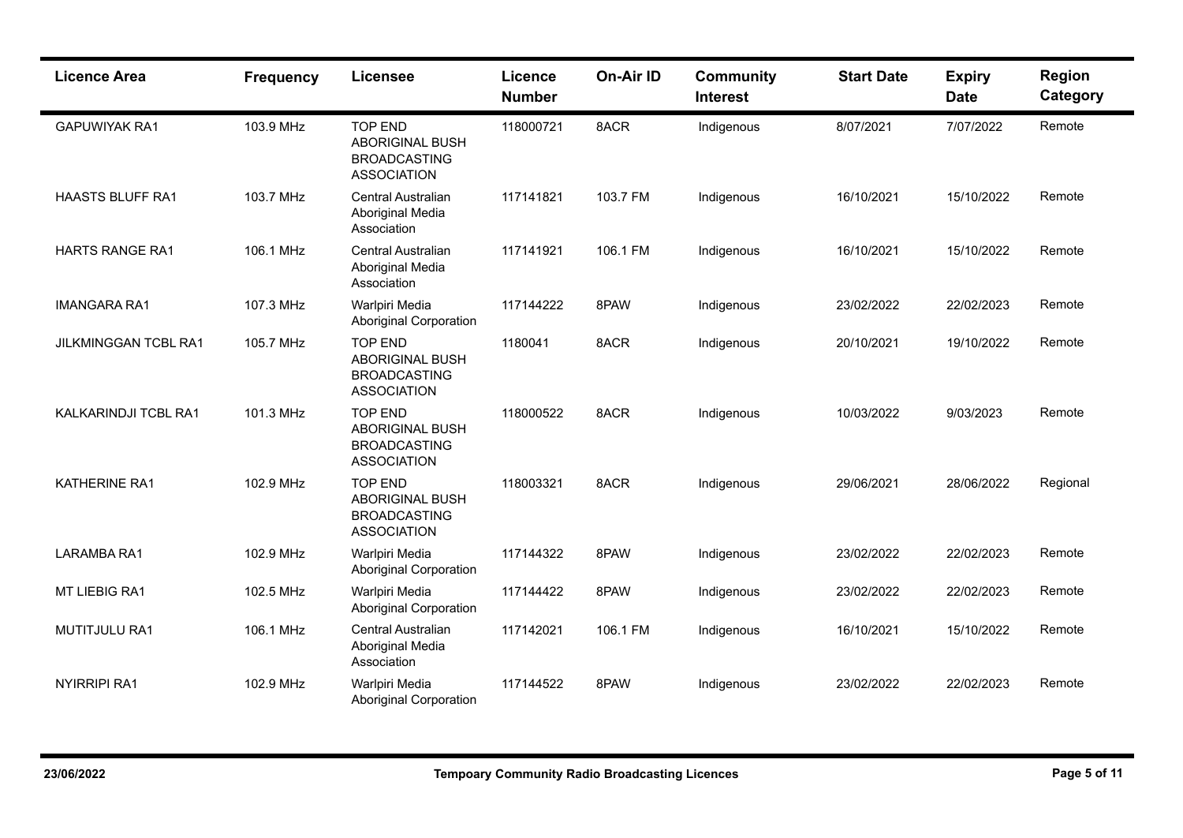| Licence Area | Frequency | Licensee | Licence Number | On-Air ID | Community Interest | Start Date | Expiry Date | Region Category |
|---|---|---|---|---|---|---|---|---|
| GAPUWIYAK RA1 | 103.9 MHz | TOP END ABORIGINAL BUSH BROADCASTING ASSOCIATION | 118000721 | 8ACR | Indigenous | 8/07/2021 | 7/07/2022 | Remote |
| HAASTS BLUFF RA1 | 103.7 MHz | Central Australian Aboriginal Media Association | 117141821 | 103.7 FM | Indigenous | 16/10/2021 | 15/10/2022 | Remote |
| HARTS RANGE RA1 | 106.1 MHz | Central Australian Aboriginal Media Association | 117141921 | 106.1 FM | Indigenous | 16/10/2021 | 15/10/2022 | Remote |
| IMANGARA RA1 | 107.3 MHz | Warlpiri Media Aboriginal Corporation | 117144222 | 8PAW | Indigenous | 23/02/2022 | 22/02/2023 | Remote |
| JILKMINGGAN TCBL RA1 | 105.7 MHz | TOP END ABORIGINAL BUSH BROADCASTING ASSOCIATION | 1180041 | 8ACR | Indigenous | 20/10/2021 | 19/10/2022 | Remote |
| KALKARINDJI TCBL RA1 | 101.3 MHz | TOP END ABORIGINAL BUSH BROADCASTING ASSOCIATION | 118000522 | 8ACR | Indigenous | 10/03/2022 | 9/03/2023 | Remote |
| KATHERINE RA1 | 102.9 MHz | TOP END ABORIGINAL BUSH BROADCASTING ASSOCIATION | 118003321 | 8ACR | Indigenous | 29/06/2021 | 28/06/2022 | Regional |
| LARAMBA RA1 | 102.9 MHz | Warlpiri Media Aboriginal Corporation | 117144322 | 8PAW | Indigenous | 23/02/2022 | 22/02/2023 | Remote |
| MT LIEBIG RA1 | 102.5 MHz | Warlpiri Media Aboriginal Corporation | 117144422 | 8PAW | Indigenous | 23/02/2022 | 22/02/2023 | Remote |
| MUTITJULU RA1 | 106.1 MHz | Central Australian Aboriginal Media Association | 117142021 | 106.1 FM | Indigenous | 16/10/2021 | 15/10/2022 | Remote |
| NYIRRIPI RA1 | 102.9 MHz | Warlpiri Media Aboriginal Corporation | 117144522 | 8PAW | Indigenous | 23/02/2022 | 22/02/2023 | Remote |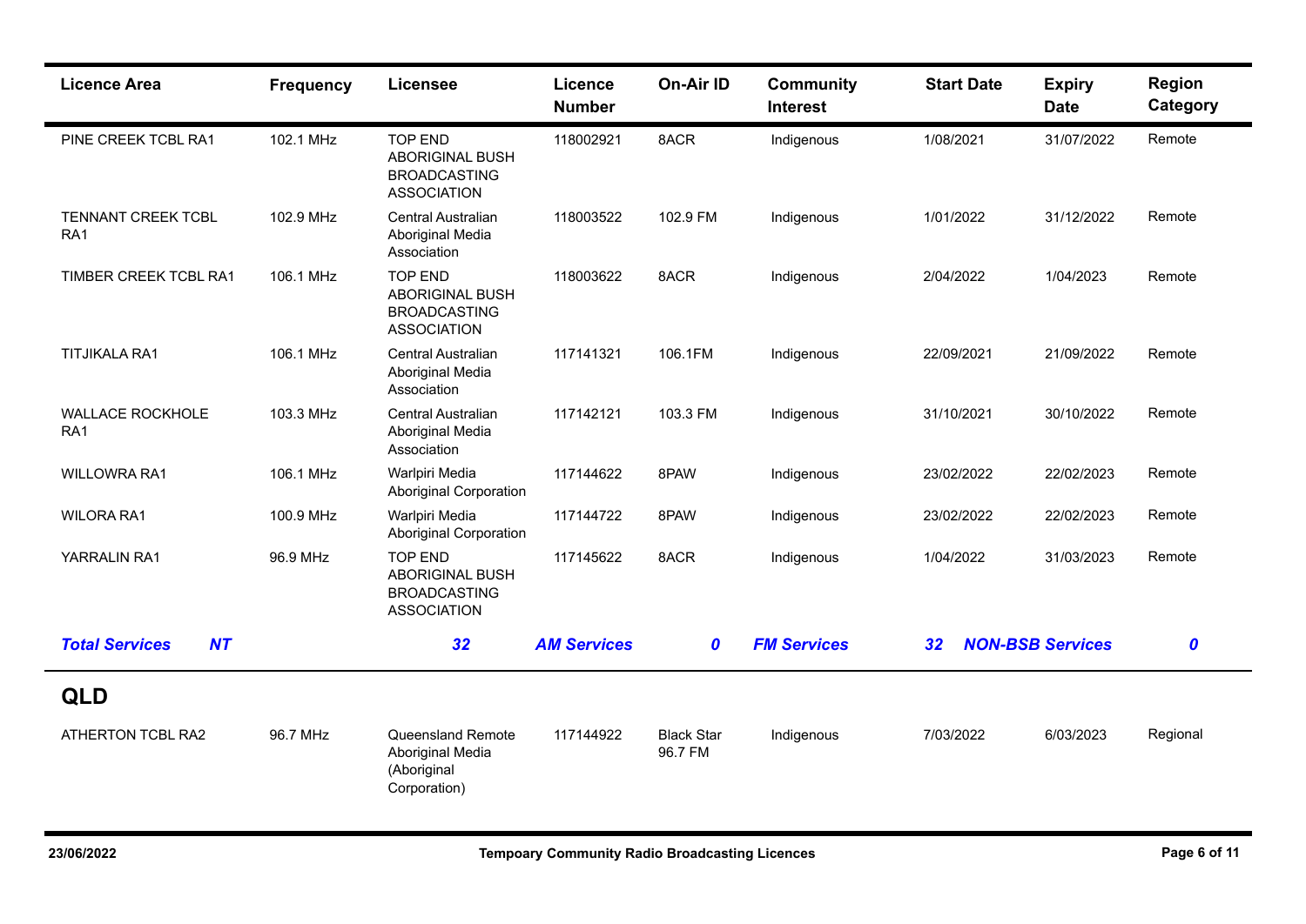| Licence Area | Frequency | Licensee | Licence Number | On-Air ID | Community Interest | Start Date | Expiry Date | Region Category |
|---|---|---|---|---|---|---|---|---|
| PINE CREEK TCBL RA1 | 102.1 MHz | TOP END ABORIGINAL BUSH BROADCASTING ASSOCIATION | 118002921 | 8ACR | Indigenous | 1/08/2021 | 31/07/2022 | Remote |
| TENNANT CREEK TCBL RA1 | 102.9 MHz | Central Australian Aboriginal Media Association | 118003522 | 102.9 FM | Indigenous | 1/01/2022 | 31/12/2022 | Remote |
| TIMBER CREEK TCBL RA1 | 106.1 MHz | TOP END ABORIGINAL BUSH BROADCASTING ASSOCIATION | 118003622 | 8ACR | Indigenous | 2/04/2022 | 1/04/2023 | Remote |
| TITJIKALA RA1 | 106.1 MHz | Central Australian Aboriginal Media Association | 117141321 | 106.1FM | Indigenous | 22/09/2021 | 21/09/2022 | Remote |
| WALLACE ROCKHOLE RA1 | 103.3 MHz | Central Australian Aboriginal Media Association | 117142121 | 103.3 FM | Indigenous | 31/10/2021 | 30/10/2022 | Remote |
| WILLOWRA RA1 | 106.1 MHz | Warlpiri Media Aboriginal Corporation | 117144622 | 8PAW | Indigenous | 23/02/2022 | 22/02/2023 | Remote |
| WILORA RA1 | 100.9 MHz | Warlpiri Media Aboriginal Corporation | 117144722 | 8PAW | Indigenous | 23/02/2022 | 22/02/2023 | Remote |
| YARRALIN RA1 | 96.9 MHz | TOP END ABORIGINAL BUSH BROADCASTING ASSOCIATION | 117145622 | 8ACR | Indigenous | 1/04/2022 | 31/03/2023 | Remote |
| ***Total Services NT*** | | ***32*** | ***AM Services*** | ***0*** | ***FM Services*** | ***32*** | ***NON-BSB Services*** | ***0*** |

## QLD

| Licence Area | Frequency | Licensee | Licence Number | On-Air ID | Community Interest | Start Date | Expiry Date | Region Category |
|---|---|---|---|---|---|---|---|---|
| ATHERTON TCBL RA2 | 96.7 MHz | Queensland Remote Aboriginal Media (Aboriginal Corporation) | 117144922 | Black Star 96.7 FM | Indigenous | 7/03/2022 | 6/03/2023 | Regional |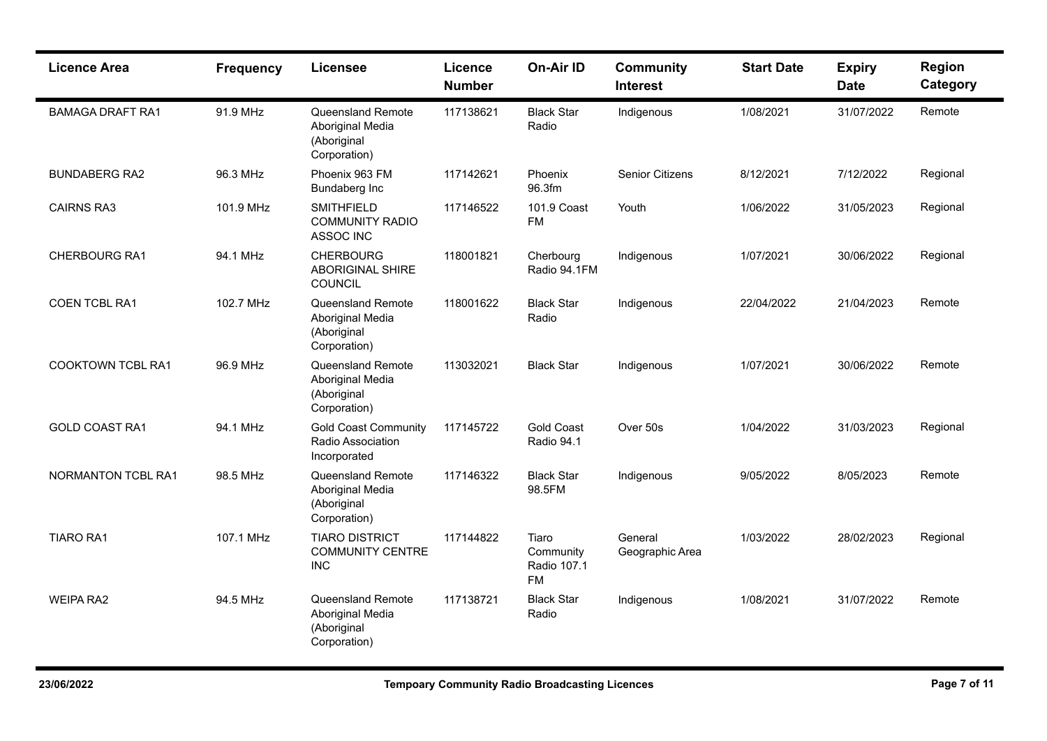| Licence Area | Frequency | Licensee | Licence Number | On-Air ID | Community Interest | Start Date | Expiry Date | Region Category |
|---|---|---|---|---|---|---|---|---|
| BAMAGA DRAFT RA1 | 91.9 MHz | Queensland Remote Aboriginal Media (Aboriginal Corporation) | 117138621 | Black Star Radio | Indigenous | 1/08/2021 | 31/07/2022 | Remote |
| BUNDABERG RA2 | 96.3 MHz | Phoenix 963 FM Bundaberg Inc | 117142621 | Phoenix 96.3fm | Senior Citizens | 8/12/2021 | 7/12/2022 | Regional |
| CAIRNS RA3 | 101.9 MHz | SMITHFIELD COMMUNITY RADIO ASSOC INC | 117146522 | 101.9 Coast FM | Youth | 1/06/2022 | 31/05/2023 | Regional |
| CHERBOURG RA1 | 94.1 MHz | CHERBOURG ABORIGINAL SHIRE COUNCIL | 118001821 | Cherbourg Radio 94.1FM | Indigenous | 1/07/2021 | 30/06/2022 | Regional |
| COEN TCBL RA1 | 102.7 MHz | Queensland Remote Aboriginal Media (Aboriginal Corporation) | 118001622 | Black Star Radio | Indigenous | 22/04/2022 | 21/04/2023 | Remote |
| COOKTOWN TCBL RA1 | 96.9 MHz | Queensland Remote Aboriginal Media (Aboriginal Corporation) | 113032021 | Black Star | Indigenous | 1/07/2021 | 30/06/2022 | Remote |
| GOLD COAST RA1 | 94.1 MHz | Gold Coast Community Radio Association Incorporated | 117145722 | Gold Coast Radio 94.1 | Over 50s | 1/04/2022 | 31/03/2023 | Regional |
| NORMANTON TCBL RA1 | 98.5 MHz | Queensland Remote Aboriginal Media (Aboriginal Corporation) | 117146322 | Black Star 98.5FM | Indigenous | 9/05/2022 | 8/05/2023 | Remote |
| TIARO RA1 | 107.1 MHz | TIARO DISTRICT COMMUNITY CENTRE INC | 117144822 | Tiaro Community Radio 107.1 FM | General Geographic Area | 1/03/2022 | 28/02/2023 | Regional |
| WEIPA RA2 | 94.5 MHz | Queensland Remote Aboriginal Media (Aboriginal Corporation) | 117138721 | Black Star Radio | Indigenous | 1/08/2021 | 31/07/2022 | Remote |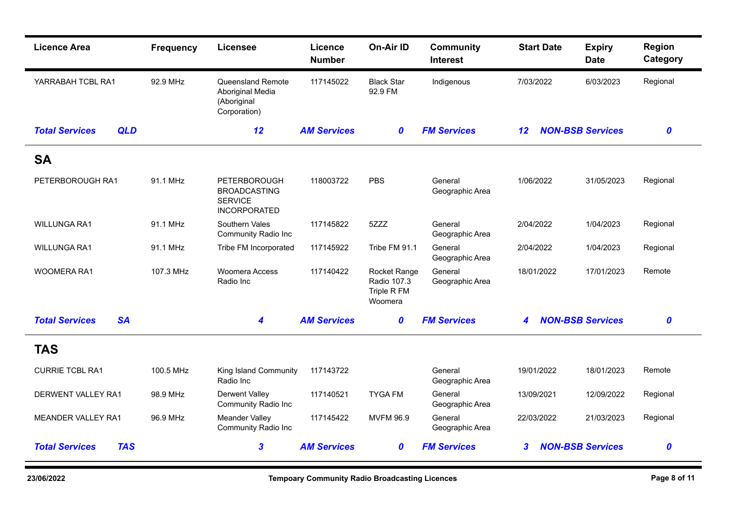| Licence Area | Frequency | Licensee | Licence Number | On-Air ID | Community Interest | Start Date | Expiry Date | Region Category |
|---|---|---|---|---|---|---|---|---|
| YARRABAH TCBL RA1 | 92.9 MHz | Queensland Remote Aboriginal Media (Aboriginal Corporation) | 117145022 | Black Star 92.9 FM | Indigenous | 7/03/2022 | 6/03/2023 | Regional |
| ***Total Services*** | ***QLD*** | ***12*** | ***AM Services*** | ***0*** | ***FM Services*** | ***12*** | ***NON-BSB Services*** | ***0*** |

## SA

| Licence Area | Frequency | Licensee | Licence Number | On-Air ID | Community Interest | Start Date | Expiry Date | Region Category |
|---|---|---|---|---|---|---|---|---|
| PETERBOROUGH RA1 | 91.1 MHz | PETERBOROUGH BROADCASTING SERVICE INCORPORATED | 118003722 | PBS | General Geographic Area | 1/06/2022 | 31/05/2023 | Regional |
| WILLUNGA RA1 | 91.1 MHz | Southern Vales Community Radio Inc | 117145822 | 5ZZZ | General Geographic Area | 2/04/2022 | 1/04/2023 | Regional |
| WILLUNGA RA1 | 91.1 MHz | Tribe FM Incorporated | 117145922 | Tribe FM 91.1 | General Geographic Area | 2/04/2022 | 1/04/2023 | Regional |
| WOOMERA RA1 | 107.3 MHz | Woomera Access Radio Inc | 117140422 | Rocket Range Radio 107.3 Triple R FM Woomera | General Geographic Area | 18/01/2022 | 17/01/2023 | Remote |
| ***Total Services*** | ***SA*** | ***4*** | ***AM Services*** | ***0*** | ***FM Services*** | ***4*** | ***NON-BSB Services*** | ***0*** |

## TAS

| Licence Area | Frequency | Licensee | Licence Number | On-Air ID | Community Interest | Start Date | Expiry Date | Region Category |
|---|---|---|---|---|---|---|---|---|
| CURRIE TCBL RA1 | 100.5 MHz | King Island Community Radio Inc | 117143722 | | General Geographic Area | 19/01/2022 | 18/01/2023 | Remote |
| DERWENT VALLEY RA1 | 98.9 MHz | Derwent Valley Community Radio Inc | 117140521 | TYGA FM | General Geographic Area | 13/09/2021 | 12/09/2022 | Regional |
| MEANDER VALLEY RA1 | 96.9 MHz | Meander Valley Community Radio Inc | 117145422 | MVFM 96.9 | General Geographic Area | 22/03/2022 | 21/03/2023 | Regional |
| ***Total Services*** | ***TAS*** | ***3*** | ***AM Services*** | ***0*** | ***FM Services*** | ***3*** | ***NON-BSB Services*** | ***0*** |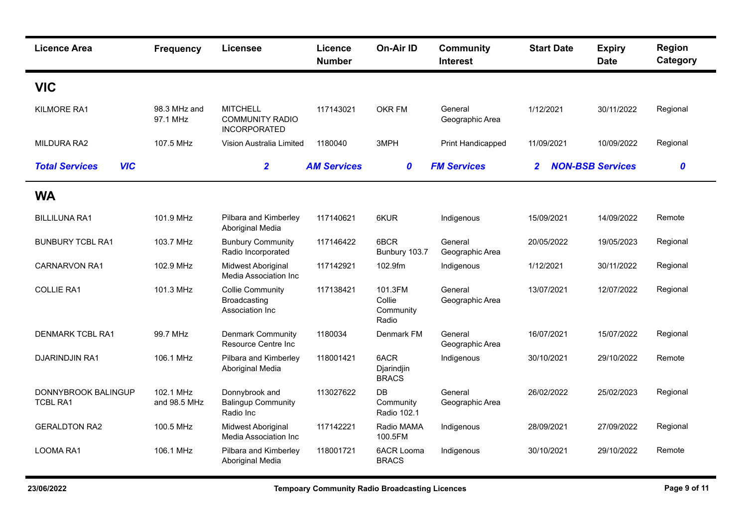| Licence Area | Frequency | Licensee | Licence Number | On-Air ID | Community Interest | Start Date | Expiry Date | Region Category |
|---|---|---|---|---|---|---|---|---|
| **VIC** | | | | | | | | |
| KILMORE RA1 | 98.3 MHz and 97.1 MHz | MITCHELL COMMUNITY RADIO INCORPORATED | 117143021 | OKR FM | General Geographic Area | 1/12/2021 | 30/11/2022 | Regional |
| MILDURA RA2 | 107.5 MHz | Vision Australia Limited | 1180040 | 3MPH | Print Handicapped | 11/09/2021 | 10/09/2022 | Regional |
| ***Total Services*** ***VIC*** | | ***2*** | ***AM Services*** | ***0*** | ***FM Services*** | ***2*** | ***NON-BSB Services*** | ***0*** |
| **WA** | | | | | | | | |
| BILLILUNA RA1 | 101.9 MHz | Pilbara and Kimberley Aboriginal Media | 117140621 | 6KUR | Indigenous | 15/09/2021 | 14/09/2022 | Remote |
| BUNBURY TCBL RA1 | 103.7 MHz | Bunbury Community Radio Incorporated | 117146422 | 6BCR Bunbury 103.7 | General Geographic Area | 20/05/2022 | 19/05/2023 | Regional |
| CARNARVON RA1 | 102.9 MHz | Midwest Aboriginal Media Association Inc | 117142921 | 102.9fm | Indigenous | 1/12/2021 | 30/11/2022 | Regional |
| COLLIE RA1 | 101.3 MHz | Collie Community Broadcasting Association Inc | 117138421 | 101.3FM Collie Community Radio | General Geographic Area | 13/07/2021 | 12/07/2022 | Regional |
| DENMARK TCBL RA1 | 99.7 MHz | Denmark Community Resource Centre Inc | 1180034 | Denmark FM | General Geographic Area | 16/07/2021 | 15/07/2022 | Regional |
| DJARINDJIN RA1 | 106.1 MHz | Pilbara and Kimberley Aboriginal Media | 118001421 | 6ACR Djarindjin BRACS | Indigenous | 30/10/2021 | 29/10/2022 | Remote |
| DONNYBROOK BALINGUP TCBL RA1 | 102.1 MHz and 98.5 MHz | Donnybrook and Balingup Community Radio Inc | 113027622 | DB Community Radio 102.1 | General Geographic Area | 26/02/2022 | 25/02/2023 | Regional |
| GERALDTON RA2 | 100.5 MHz | Midwest Aboriginal Media Association Inc | 117142221 | Radio MAMA 100.5FM | Indigenous | 28/09/2021 | 27/09/2022 | Regional |
| LOOMA RA1 | 106.1 MHz | Pilbara and Kimberley Aboriginal Media | 118001721 | 6ACR Looma BRACS | Indigenous | 30/10/2021 | 29/10/2022 | Remote |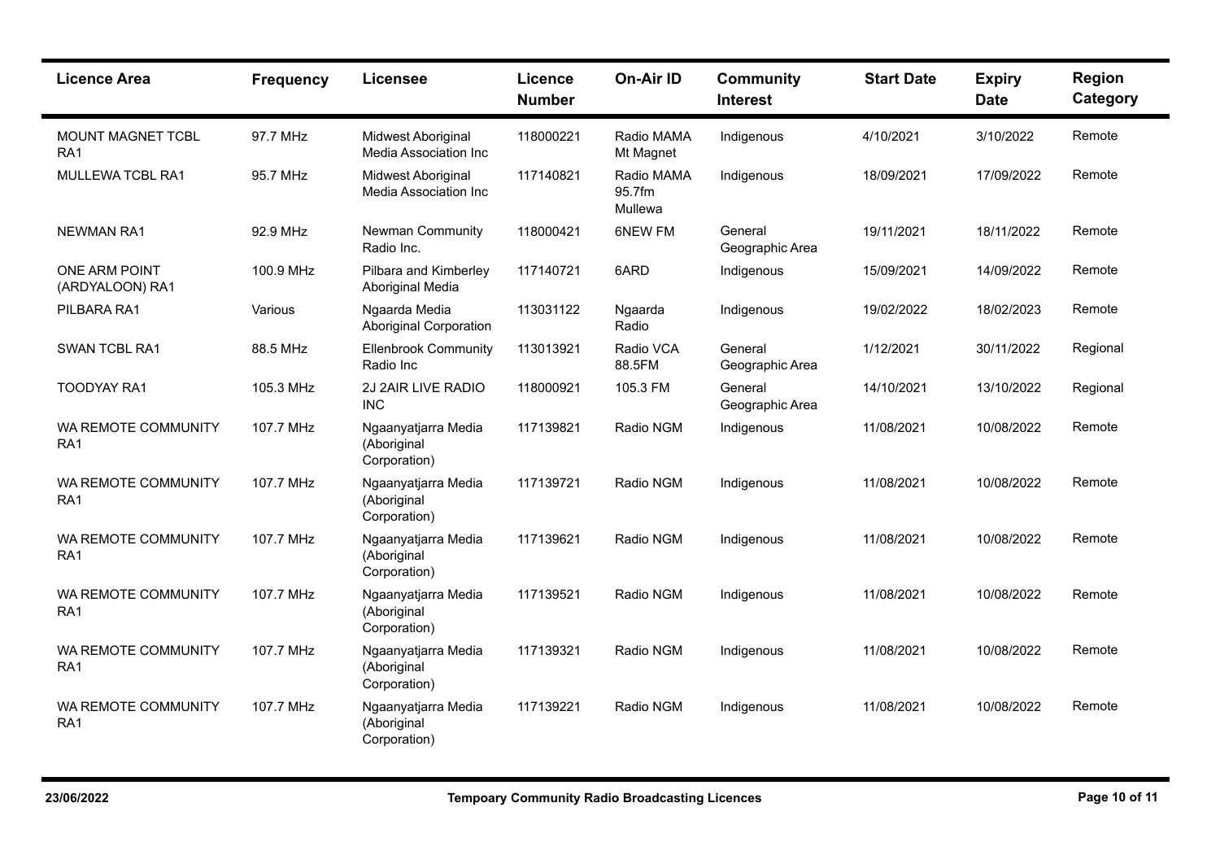| Licence Area | Frequency | Licensee | Licence Number | On-Air ID | Community Interest | Start Date | Expiry Date | Region Category |
|---|---|---|---|---|---|---|---|---|
| MOUNT MAGNET TCBL RA1 | 97.7 MHz | Midwest Aboriginal Media Association Inc | 118000221 | Radio MAMA Mt Magnet | Indigenous | 4/10/2021 | 3/10/2022 | Remote |
| MULLEWA TCBL RA1 | 95.7 MHz | Midwest Aboriginal Media Association Inc | 117140821 | Radio MAMA 95.7fm Mullewa | Indigenous | 18/09/2021 | 17/09/2022 | Remote |
| NEWMAN RA1 | 92.9 MHz | Newman Community Radio Inc. | 118000421 | 6NEW FM | General Geographic Area | 19/11/2021 | 18/11/2022 | Remote |
| ONE ARM POINT (ARDYALOON) RA1 | 100.9 MHz | Pilbara and Kimberley Aboriginal Media | 117140721 | 6ARD | Indigenous | 15/09/2021 | 14/09/2022 | Remote |
| PILBARA RA1 | Various | Ngaarda Media Aboriginal Corporation | 113031122 | Ngaarda Radio | Indigenous | 19/02/2022 | 18/02/2023 | Remote |
| SWAN TCBL RA1 | 88.5 MHz | Ellenbrook Community Radio Inc | 113013921 | Radio VCA 88.5FM | General Geographic Area | 1/12/2021 | 30/11/2022 | Regional |
| TOODYAY RA1 | 105.3 MHz | 2J 2AIR LIVE RADIO INC | 118000921 | 105.3 FM | General Geographic Area | 14/10/2021 | 13/10/2022 | Regional |
| WA REMOTE COMMUNITY RA1 | 107.7 MHz | Ngaanyatjarra Media (Aboriginal Corporation) | 117139821 | Radio NGM | Indigenous | 11/08/2021 | 10/08/2022 | Remote |
| WA REMOTE COMMUNITY RA1 | 107.7 MHz | Ngaanyatjarra Media (Aboriginal Corporation) | 117139721 | Radio NGM | Indigenous | 11/08/2021 | 10/08/2022 | Remote |
| WA REMOTE COMMUNITY RA1 | 107.7 MHz | Ngaanyatjarra Media (Aboriginal Corporation) | 117139621 | Radio NGM | Indigenous | 11/08/2021 | 10/08/2022 | Remote |
| WA REMOTE COMMUNITY RA1 | 107.7 MHz | Ngaanyatjarra Media (Aboriginal Corporation) | 117139521 | Radio NGM | Indigenous | 11/08/2021 | 10/08/2022 | Remote |
| WA REMOTE COMMUNITY RA1 | 107.7 MHz | Ngaanyatjarra Media (Aboriginal Corporation) | 117139321 | Radio NGM | Indigenous | 11/08/2021 | 10/08/2022 | Remote |
| WA REMOTE COMMUNITY RA1 | 107.7 MHz | Ngaanyatjarra Media (Aboriginal Corporation) | 117139221 | Radio NGM | Indigenous | 11/08/2021 | 10/08/2022 | Remote |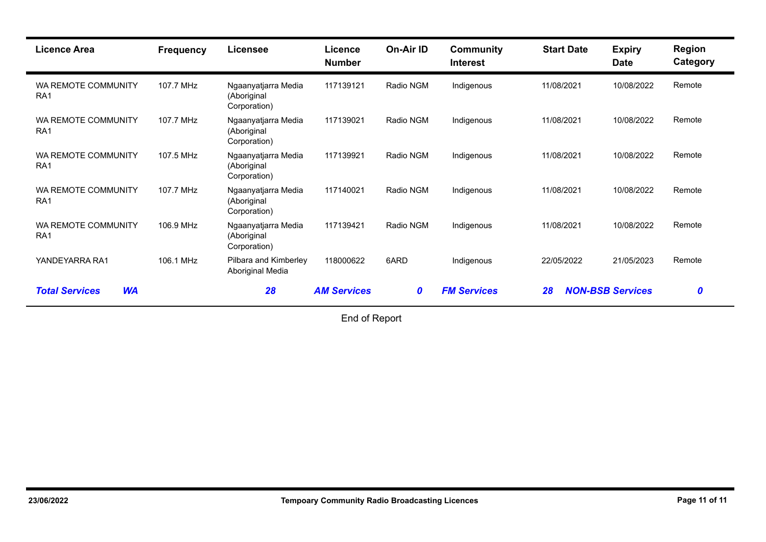| Licence Area | Frequency | Licensee | Licence Number | On-Air ID | Community Interest | Start Date | Expiry Date | Region Category |
|---|---|---|---|---|---|---|---|---|
| WA REMOTE COMMUNITY RA1 | 107.7 MHz | Ngaanyatjarra Media (Aboriginal Corporation) | 117139121 | Radio NGM | Indigenous | 11/08/2021 | 10/08/2022 | Remote |
| WA REMOTE COMMUNITY RA1 | 107.7 MHz | Ngaanyatjarra Media (Aboriginal Corporation) | 117139021 | Radio NGM | Indigenous | 11/08/2021 | 10/08/2022 | Remote |
| WA REMOTE COMMUNITY RA1 | 107.5 MHz | Ngaanyatjarra Media (Aboriginal Corporation) | 117139921 | Radio NGM | Indigenous | 11/08/2021 | 10/08/2022 | Remote |
| WA REMOTE COMMUNITY RA1 | 107.7 MHz | Ngaanyatjarra Media (Aboriginal Corporation) | 117140021 | Radio NGM | Indigenous | 11/08/2021 | 10/08/2022 | Remote |
| WA REMOTE COMMUNITY RA1 | 106.9 MHz | Ngaanyatjarra Media (Aboriginal Corporation) | 117139421 | Radio NGM | Indigenous | 11/08/2021 | 10/08/2022 | Remote |
| YANDEYARRA RA1 | 106.1 MHz | Pilbara and Kimberley Aboriginal Media | 118000622 | 6ARD | Indigenous | 22/05/2022 | 21/05/2023 | Remote |
| ***Total Services WA*** | | ***28*** | ***AM Services*** | ***0*** | ***FM Services*** | ***28*** | ***NON-BSB Services*** | ***0*** |

End of Report